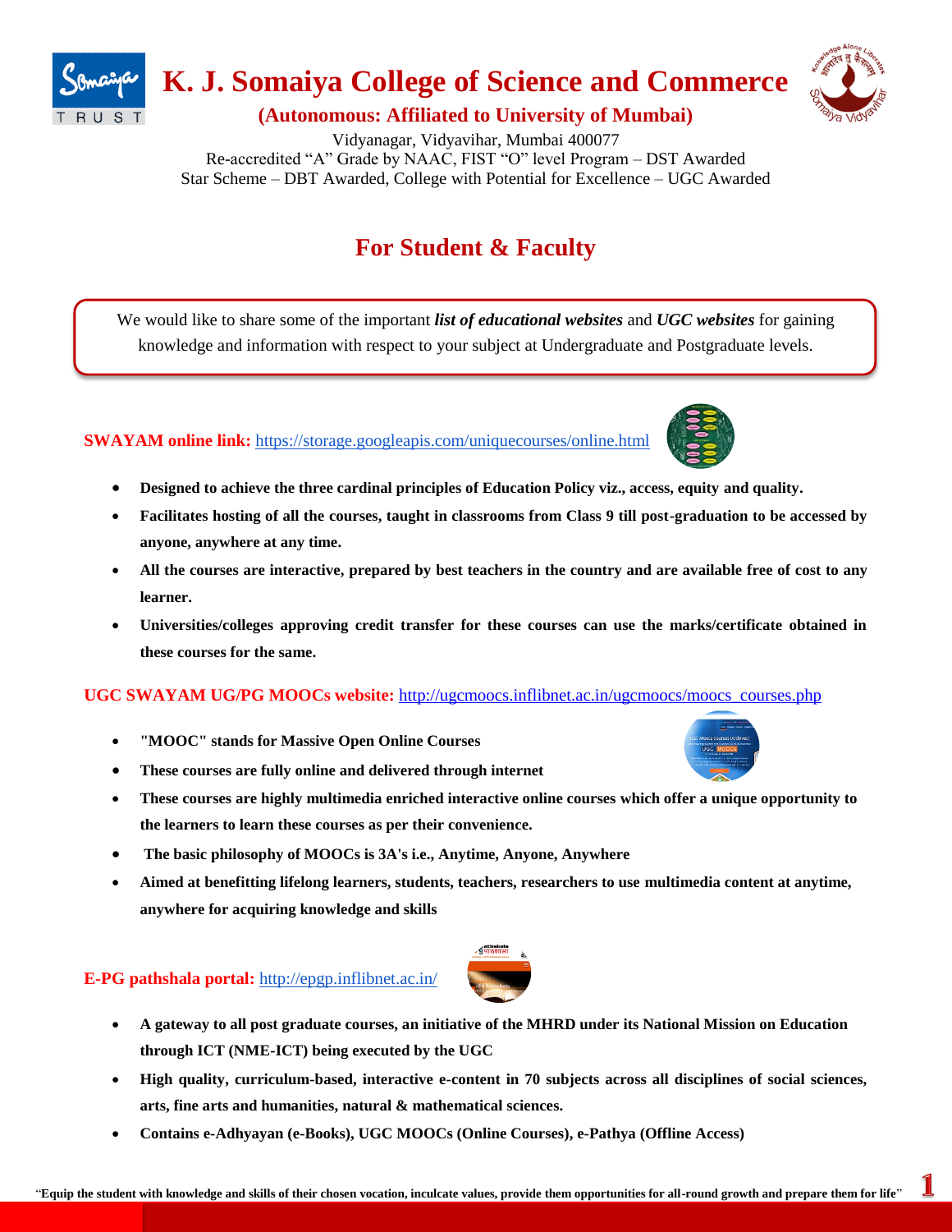# K. J. Somaiya College of Science and Commerce

**(Autonomous: Affiliated to University of Mumbai)**

Vidyanagar, Vidyavihar, Mumbai 400077
Re-accredited "A" Grade by NAAC, FIST "O" level Program – DST Awarded
Star Scheme – DBT Awarded, College with Potential for Excellence – UGC Awarded

## For Student & Faculty

We would like to share some of the important ***list of educational websites*** and ***UGC websites*** for gaining knowledge and information with respect to your subject at Undergraduate and Postgraduate levels.

**SWAYAM online link:** https://storage.googleapis.com/uniquecourses/online.html

- **Designed to achieve the three cardinal principles of Education Policy viz., access, equity and quality.**
- **Facilitates hosting of all the courses, taught in classrooms from Class 9 till post-graduation to be accessed by anyone, anywhere at any time.**
- **All the courses are interactive, prepared by best teachers in the country and are available free of cost to any learner.**
- **Universities/colleges approving credit transfer for these courses can use the marks/certificate obtained in these courses for the same.**

**UGC SWAYAM UG/PG MOOCs website:** http://ugcmoocs.inflibnet.ac.in/ugcmoocs/moocs_courses.php

- **"MOOC" stands for Massive Open Online Courses**
- **These courses are fully online and delivered through internet**
- **These courses are highly multimedia enriched interactive online courses which offer a unique opportunity to the learners to learn these courses as per their convenience.**
- **The basic philosophy of MOOCs is 3A's i.e., Anytime, Anyone, Anywhere**
- **Aimed at benefitting lifelong learners, students, teachers, researchers to use multimedia content at anytime, anywhere for acquiring knowledge and skills**

**E-PG pathshala portal:** http://epgp.inflibnet.ac.in/

- **A gateway to all post graduate courses, an initiative of the MHRD under its National Mission on Education through ICT (NME-ICT) being executed by the UGC**
- **High quality, curriculum-based, interactive e-content in 70 subjects across all disciplines of social sciences, arts, fine arts and humanities, natural & mathematical sciences.**
- **Contains e-Adhyayan (e-Books), UGC MOOCs (Online Courses), e-Pathya (Offline Access)**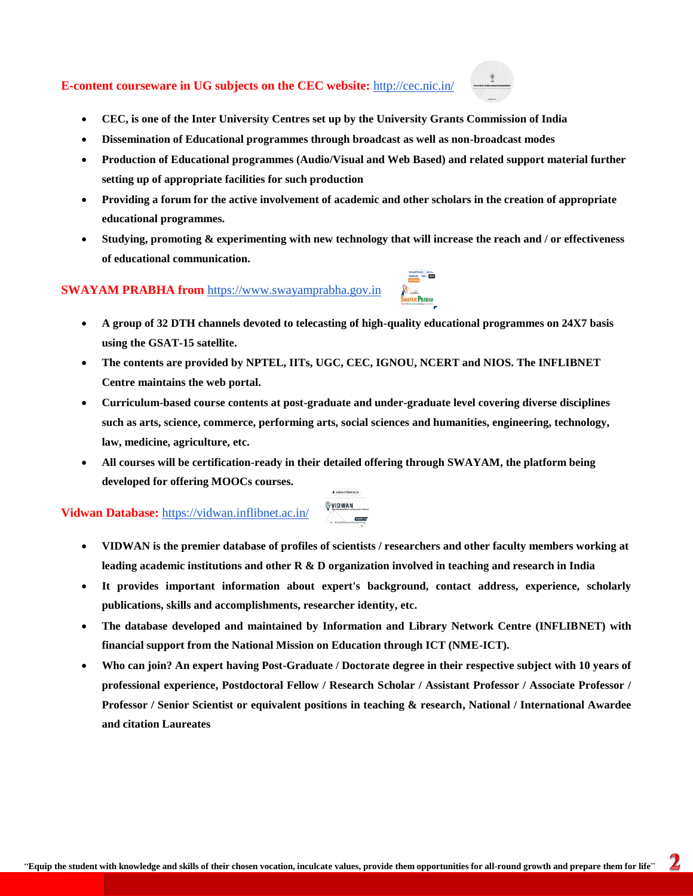**E-content courseware in UG subjects on the CEC website:** http://cec.nic.in/

- **CEC, is one of the Inter University Centres set up by the University Grants Commission of India**
- **Dissemination of Educational programmes through broadcast as well as non-broadcast modes**
- **Production of Educational programmes (Audio/Visual and Web Based) and related support material further setting up of appropriate facilities for such production**
- **Providing a forum for the active involvement of academic and other scholars in the creation of appropriate educational programmes.**
- **Studying, promoting & experimenting with new technology that will increase the reach and / or effectiveness of educational communication.**

**SWAYAM PRABHA from** https://www.swayamprabha.gov.in

- **A group of 32 DTH channels devoted to telecasting of high-quality educational programmes on 24X7 basis using the GSAT-15 satellite.**
- **The contents are provided by NPTEL, IITs, UGC, CEC, IGNOU, NCERT and NIOS. The INFLIBNET Centre maintains the web portal.**
- **Curriculum-based course contents at post-graduate and under-graduate level covering diverse disciplines such as arts, science, commerce, performing arts, social sciences and humanities, engineering, technology, law, medicine, agriculture, etc.**
- **All courses will be certification-ready in their detailed offering through SWAYAM, the platform being developed for offering MOOCs courses.**

**Vidwan Database:** https://vidwan.inflibnet.ac.in/

- **VIDWAN is the premier database of profiles of scientists / researchers and other faculty members working at leading academic institutions and other R & D organization involved in teaching and research in India**
- **It provides important information about expert's background, contact address, experience, scholarly publications, skills and accomplishments, researcher identity, etc.**
- **The database developed and maintained by Information and Library Network Centre (INFLIBNET) with financial support from the National Mission on Education through ICT (NME-ICT).**
- **Who can join? An expert having Post-Graduate / Doctorate degree in their respective subject with 10 years of professional experience, Postdoctoral Fellow / Research Scholar / Assistant Professor / Associate Professor / Professor / Senior Scientist or equivalent positions in teaching & research, National / International Awardee and citation Laureates**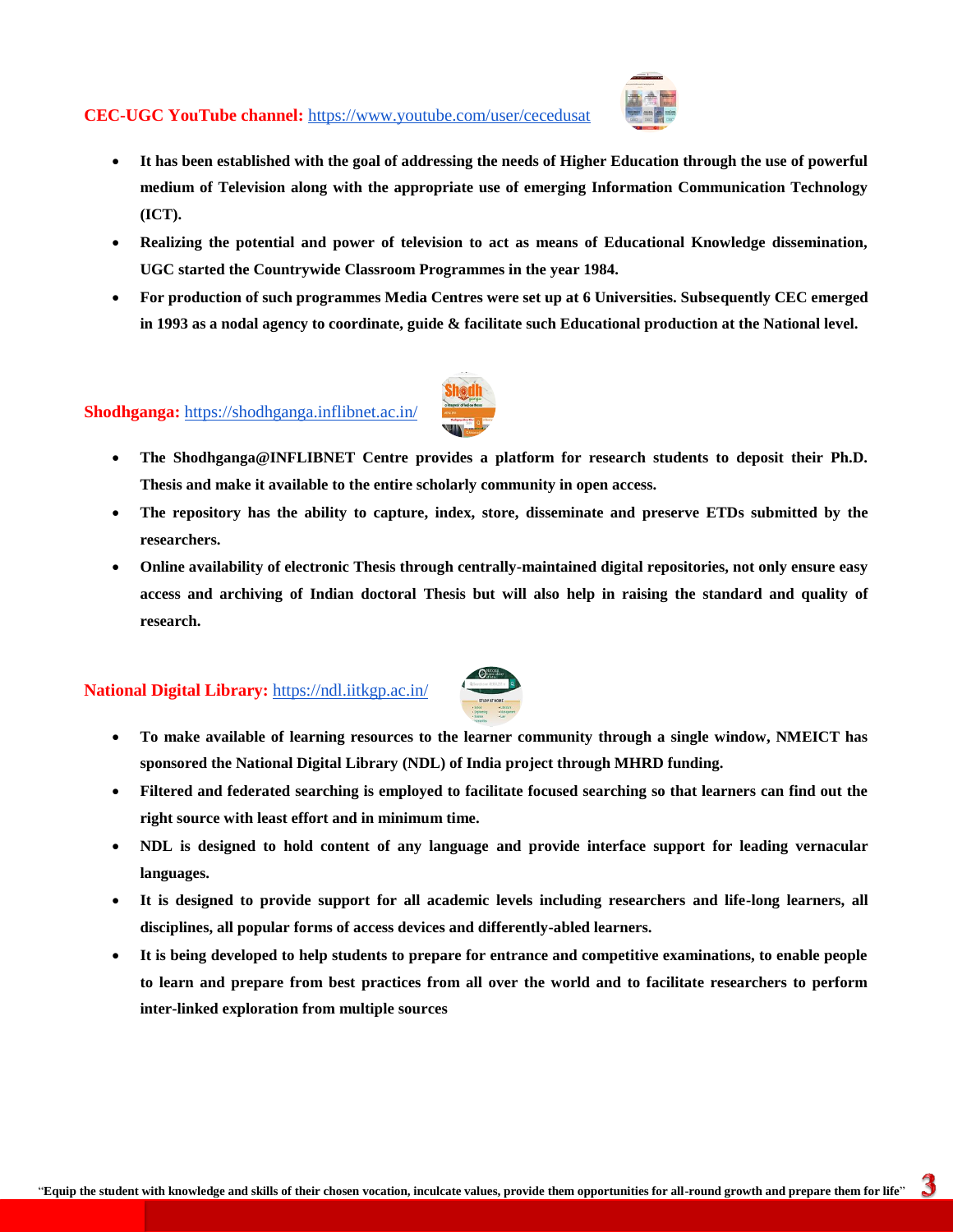**CEC-UGC YouTube channel:** https://www.youtube.com/user/cecedusat

- **It has been established with the goal of addressing the needs of Higher Education through the use of powerful medium of Television along with the appropriate use of emerging Information Communication Technology (ICT).**
- **Realizing the potential and power of television to act as means of Educational Knowledge dissemination, UGC started the Countrywide Classroom Programmes in the year 1984.**
- **For production of such programmes Media Centres were set up at 6 Universities. Subsequently CEC emerged in 1993 as a nodal agency to coordinate, guide & facilitate such Educational production at the National level.**

**Shodhganga:** https://shodhganga.inflibnet.ac.in/

- **The Shodhganga@INFLIBNET Centre provides a platform for research students to deposit their Ph.D. Thesis and make it available to the entire scholarly community in open access.**
- **The repository has the ability to capture, index, store, disseminate and preserve ETDs submitted by the researchers.**
- **Online availability of electronic Thesis through centrally-maintained digital repositories, not only ensure easy access and archiving of Indian doctoral Thesis but will also help in raising the standard and quality of research.**

**National Digital Library:** https://ndl.iitkgp.ac.in/

- **To make available of learning resources to the learner community through a single window, NMEICT has sponsored the National Digital Library (NDL) of India project through MHRD funding.**
- **Filtered and federated searching is employed to facilitate focused searching so that learners can find out the right source with least effort and in minimum time.**
- **NDL is designed to hold content of any language and provide interface support for leading vernacular languages.**
- **It is designed to provide support for all academic levels including researchers and life-long learners, all disciplines, all popular forms of access devices and differently-abled learners.**
- **It is being developed to help students to prepare for entrance and competitive examinations, to enable people to learn and prepare from best practices from all over the world and to facilitate researchers to perform inter-linked exploration from multiple sources**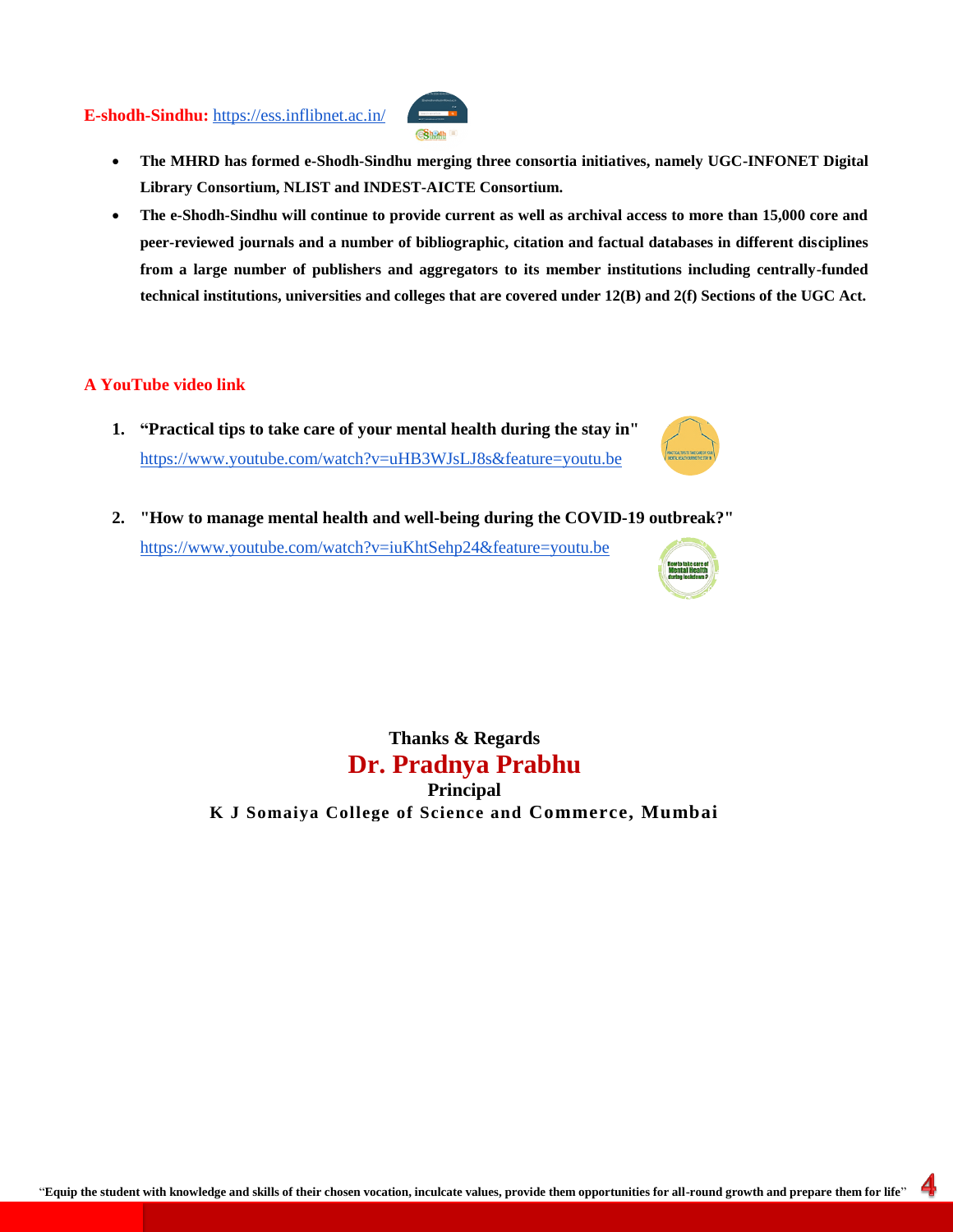**E-shodh-Sindhu:** https://ess.inflibnet.ac.in/

- **The MHRD has formed e-Shodh-Sindhu merging three consortia initiatives, namely UGC-INFONET Digital Library Consortium, NLIST and INDEST-AICTE Consortium.**
- **The e-Shodh-Sindhu will continue to provide current as well as archival access to more than 15,000 core and peer-reviewed journals and a number of bibliographic, citation and factual databases in different disciplines from a large number of publishers and aggregators to its member institutions including centrally-funded technical institutions, universities and colleges that are covered under 12(B) and 2(f) Sections of the UGC Act.**

**A YouTube video link**

1. **"Practical tips to take care of your mental health during the stay in"**
   https://www.youtube.com/watch?v=uHB3WJsLJ8s&feature=youtu.be

2. **"How to manage mental health and well-being during the COVID-19 outbreak?"**
   https://www.youtube.com/watch?v=iuKhtSehp24&feature=youtu.be

**Thanks & Regards**

**Dr. Pradnya Prabhu**

**Principal**

**K J Somaiya College of Science and Commerce, Mumbai**

"**Equip the student with knowledge and skills of their chosen vocation, inculcate values, provide them opportunities for all-round growth and prepare them for life**"